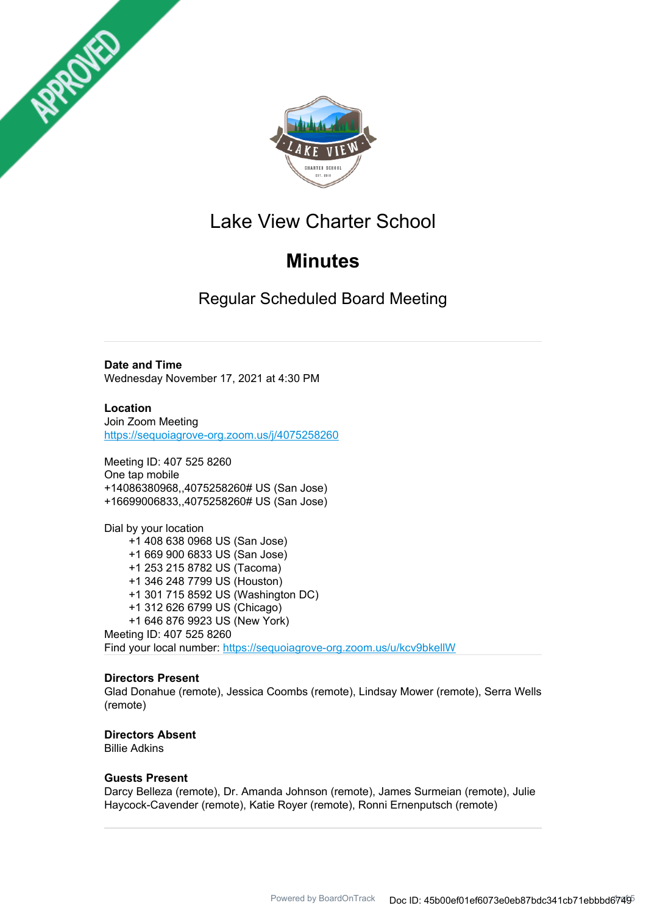# Lake View Charter School

## Minutes

### Regular Scheduled Board Meeting

**Date and Time**
Wednesday November 17, 2021 at 4:30 PM

**Location**
Join Zoom Meeting
https://sequoiagrove-org.zoom.us/j/4075258260

Meeting ID: 407 525 8260
One tap mobile
+14086380968,,4075258260# US (San Jose)
+16699006833,,4075258260# US (San Jose)

Dial by your location
+1 408 638 0968 US (San Jose)
+1 669 900 6833 US (San Jose)
+1 253 215 8782 US (Tacoma)
+1 346 248 7799 US (Houston)
+1 301 715 8592 US (Washington DC)
+1 312 626 6799 US (Chicago)
+1 646 876 9923 US (New York)
Meeting ID: 407 525 8260
Find your local number: https://sequoiagrove-org.zoom.us/u/kcv9bkellW

**Directors Present**
Glad Donahue (remote), Jessica Coombs (remote), Lindsay Mower (remote), Serra Wells (remote)

**Directors Absent**
Billie Adkins

**Guests Present**
Darcy Belleza (remote), Dr. Amanda Johnson (remote), James Surmeian (remote), Julie Haycock-Cavender (remote), Katie Royer (remote), Ronni Ernenputsch (remote)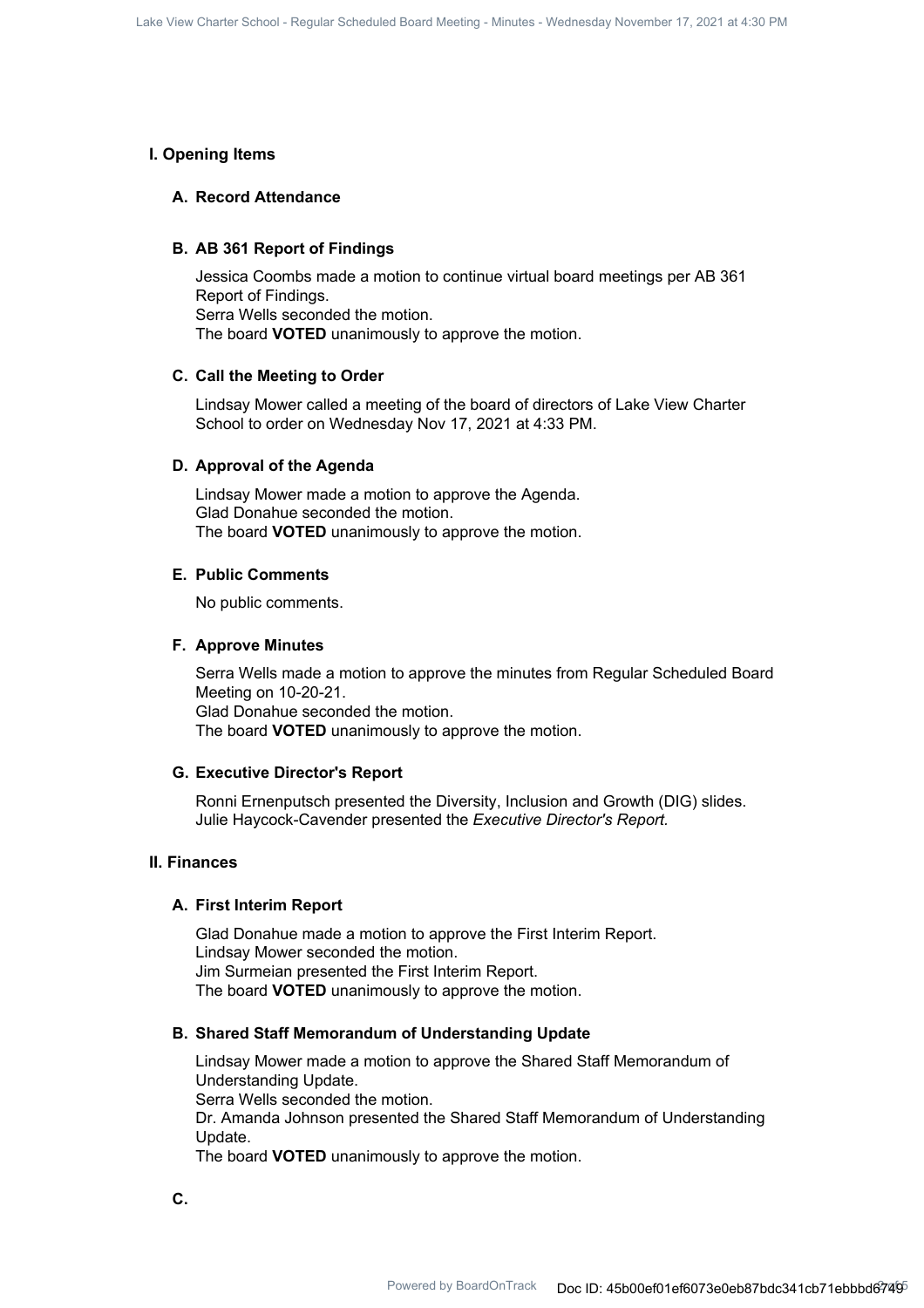## I. Opening Items

### A. Record Attendance

### B. AB 361 Report of Findings

Jessica Coombs made a motion to continue virtual board meetings per AB 361 Report of Findings.
Serra Wells seconded the motion.
The board **VOTED** unanimously to approve the motion.

### C. Call the Meeting to Order

Lindsay Mower called a meeting of the board of directors of Lake View Charter School to order on Wednesday Nov 17, 2021 at 4:33 PM.

### D. Approval of the Agenda

Lindsay Mower made a motion to approve the Agenda.
Glad Donahue seconded the motion.
The board **VOTED** unanimously to approve the motion.

### E. Public Comments

No public comments.

### F. Approve Minutes

Serra Wells made a motion to approve the minutes from Regular Scheduled Board Meeting on 10-20-21.
Glad Donahue seconded the motion.
The board **VOTED** unanimously to approve the motion.

### G. Executive Director's Report

Ronni Ernenputsch presented the Diversity, Inclusion and Growth (DIG) slides.
Julie Haycock-Cavender presented the *Executive Director's Report.*

## II. Finances

### A. First Interim Report

Glad Donahue made a motion to approve the First Interim Report.
Lindsay Mower seconded the motion.
Jim Surmeian presented the First Interim Report.
The board **VOTED** unanimously to approve the motion.

### B. Shared Staff Memorandum of Understanding Update

Lindsay Mower made a motion to approve the Shared Staff Memorandum of Understanding Update.
Serra Wells seconded the motion.
Dr. Amanda Johnson presented the Shared Staff Memorandum of Understanding Update.
The board **VOTED** unanimously to approve the motion.

### C.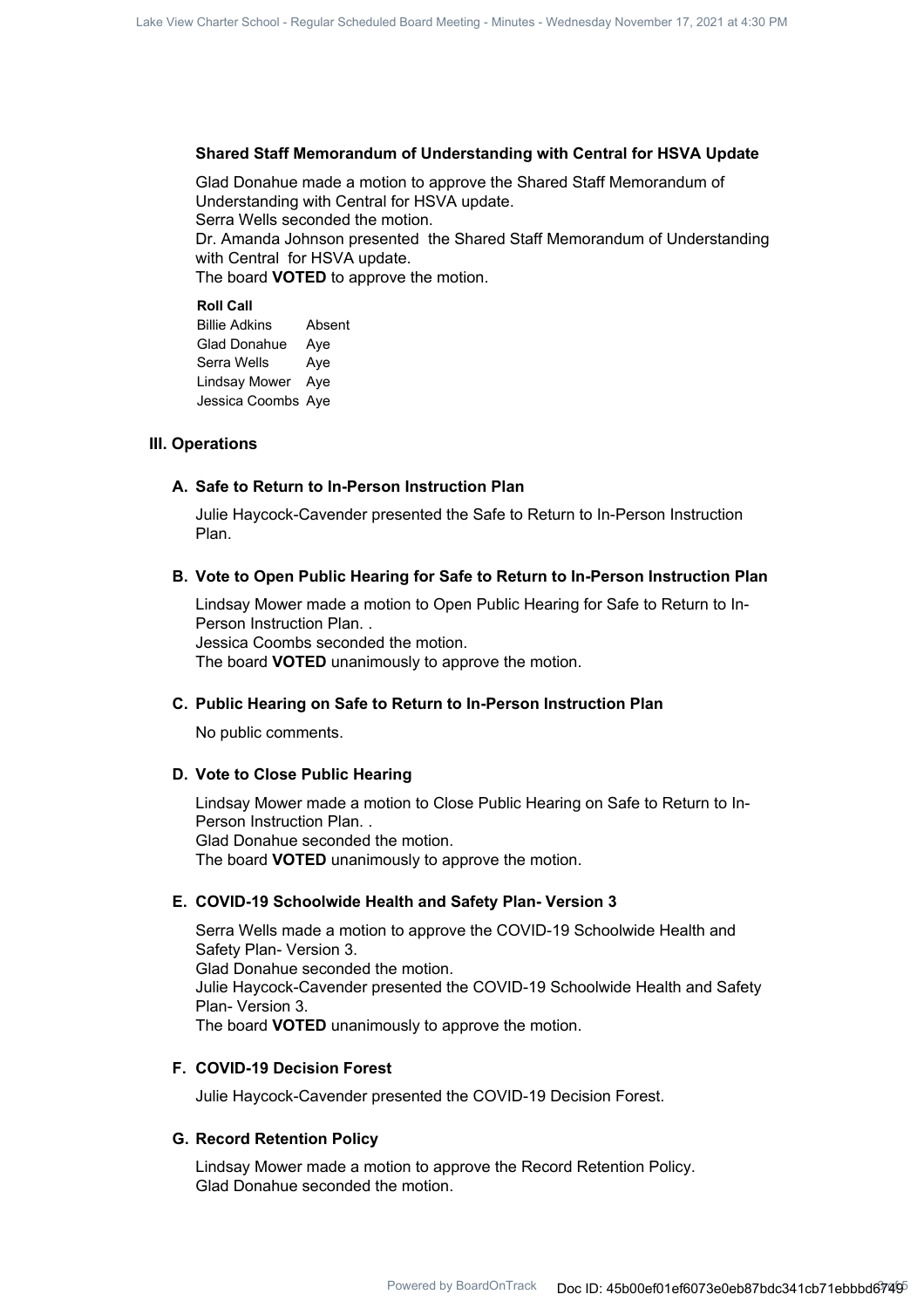### Shared Staff Memorandum of Understanding with Central for HSVA Update

Glad Donahue made a motion to approve the Shared Staff Memorandum of Understanding with Central for HSVA update.
Serra Wells seconded the motion.
Dr. Amanda Johnson presented the Shared Staff Memorandum of Understanding with Central for HSVA update.
The board **VOTED** to approve the motion.

**Roll Call**

| | |
|---|---|
| Billie Adkins | Absent |
| Glad Donahue | Aye |
| Serra Wells | Aye |
| Lindsay Mower | Aye |
| Jessica Coombs | Aye |

## III. Operations

### A. Safe to Return to In-Person Instruction Plan

Julie Haycock-Cavender presented the Safe to Return to In-Person Instruction Plan.

### B. Vote to Open Public Hearing for Safe to Return to In-Person Instruction Plan

Lindsay Mower made a motion to Open Public Hearing for Safe to Return to In-Person Instruction Plan. .
Jessica Coombs seconded the motion.
The board **VOTED** unanimously to approve the motion.

### C. Public Hearing on Safe to Return to In-Person Instruction Plan

No public comments.

### D. Vote to Close Public Hearing

Lindsay Mower made a motion to Close Public Hearing on Safe to Return to In-Person Instruction Plan. .
Glad Donahue seconded the motion.
The board **VOTED** unanimously to approve the motion.

### E. COVID-19 Schoolwide Health and Safety Plan- Version 3

Serra Wells made a motion to approve the COVID-19 Schoolwide Health and Safety Plan- Version 3.
Glad Donahue seconded the motion.
Julie Haycock-Cavender presented the COVID-19 Schoolwide Health and Safety Plan- Version 3.
The board **VOTED** unanimously to approve the motion.

### F. COVID-19 Decision Forest

Julie Haycock-Cavender presented the COVID-19 Decision Forest.

### G. Record Retention Policy

Lindsay Mower made a motion to approve the Record Retention Policy.
Glad Donahue seconded the motion.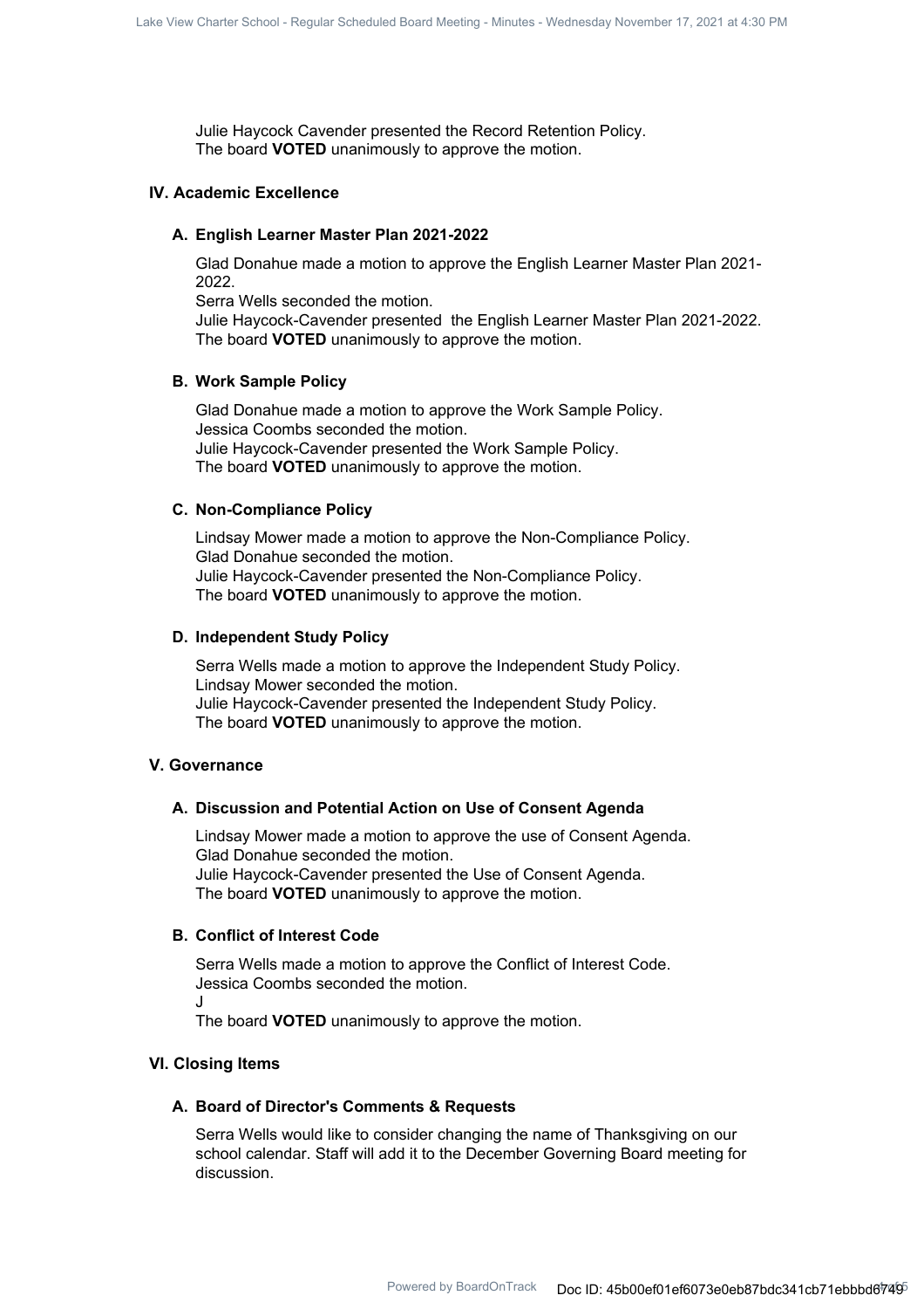Julie Haycock Cavender presented the Record Retention Policy.
The board **VOTED** unanimously to approve the motion.

## IV. Academic Excellence

### A. English Learner Master Plan 2021-2022

Glad Donahue made a motion to approve the English Learner Master Plan 2021-2022.
Serra Wells seconded the motion.
Julie Haycock-Cavender presented the English Learner Master Plan 2021-2022.
The board **VOTED** unanimously to approve the motion.

### B. Work Sample Policy

Glad Donahue made a motion to approve the Work Sample Policy.
Jessica Coombs seconded the motion.
Julie Haycock-Cavender presented the Work Sample Policy.
The board **VOTED** unanimously to approve the motion.

### C. Non-Compliance Policy

Lindsay Mower made a motion to approve the Non-Compliance Policy.
Glad Donahue seconded the motion.
Julie Haycock-Cavender presented the Non-Compliance Policy.
The board **VOTED** unanimously to approve the motion.

### D. Independent Study Policy

Serra Wells made a motion to approve the Independent Study Policy.
Lindsay Mower seconded the motion.
Julie Haycock-Cavender presented the Independent Study Policy.
The board **VOTED** unanimously to approve the motion.

## V. Governance

### A. Discussion and Potential Action on Use of Consent Agenda

Lindsay Mower made a motion to approve the use of Consent Agenda.
Glad Donahue seconded the motion.
Julie Haycock-Cavender presented the Use of Consent Agenda.
The board **VOTED** unanimously to approve the motion.

### B. Conflict of Interest Code

Serra Wells made a motion to approve the Conflict of Interest Code.
Jessica Coombs seconded the motion.
J
The board **VOTED** unanimously to approve the motion.

## VI. Closing Items

### A. Board of Director's Comments & Requests

Serra Wells would like to consider changing the name of Thanksgiving on our school calendar. Staff will add it to the December Governing Board meeting for discussion.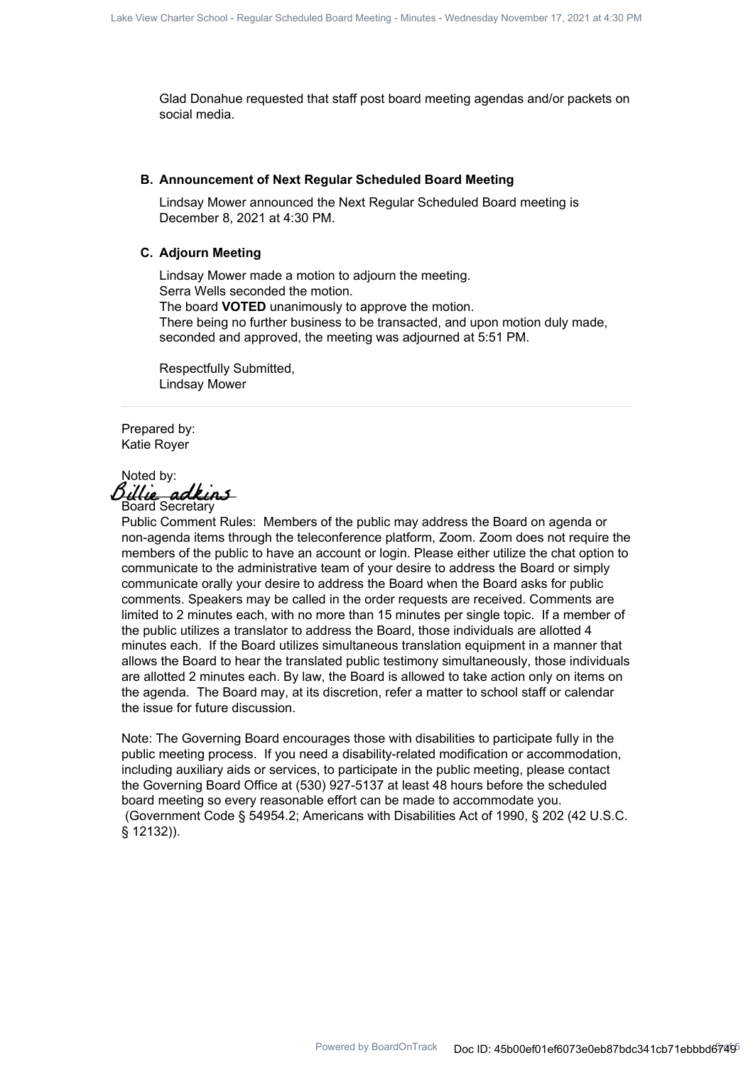Glad Donahue requested that staff post board meeting agendas and/or packets on social media.

### B. Announcement of Next Regular Scheduled Board Meeting

Lindsay Mower announced the Next Regular Scheduled Board meeting is December 8, 2021 at 4:30 PM.

### C. Adjourn Meeting

Lindsay Mower made a motion to adjourn the meeting.
Serra Wells seconded the motion.
The board **VOTED** unanimously to approve the motion.
There being no further business to be transacted, and upon motion duly made, seconded and approved, the meeting was adjourned at 5:51 PM.

Respectfully Submitted,
Lindsay Mower

---

Prepared by:
Katie Royer

Noted by:
Billie adkins
Board Secretary

Public Comment Rules: Members of the public may address the Board on agenda or non-agenda items through the teleconference platform, Zoom. Zoom does not require the members of the public to have an account or login. Please either utilize the chat option to communicate to the administrative team of your desire to address the Board or simply communicate orally your desire to address the Board when the Board asks for public comments. Speakers may be called in the order requests are received. Comments are limited to 2 minutes each, with no more than 15 minutes per single topic. If a member of the public utilizes a translator to address the Board, those individuals are allotted 4 minutes each. If the Board utilizes simultaneous translation equipment in a manner that allows the Board to hear the translated public testimony simultaneously, those individuals are allotted 2 minutes each. By law, the Board is allowed to take action only on items on the agenda. The Board may, at its discretion, refer a matter to school staff or calendar the issue for future discussion.

Note: The Governing Board encourages those with disabilities to participate fully in the public meeting process. If you need a disability-related modification or accommodation, including auxiliary aids or services, to participate in the public meeting, please contact the Governing Board Office at (530) 927-5137 at least 48 hours before the scheduled board meeting so every reasonable effort can be made to accommodate you.
(Government Code § 54954.2; Americans with Disabilities Act of 1990, § 202 (42 U.S.C. § 12132)).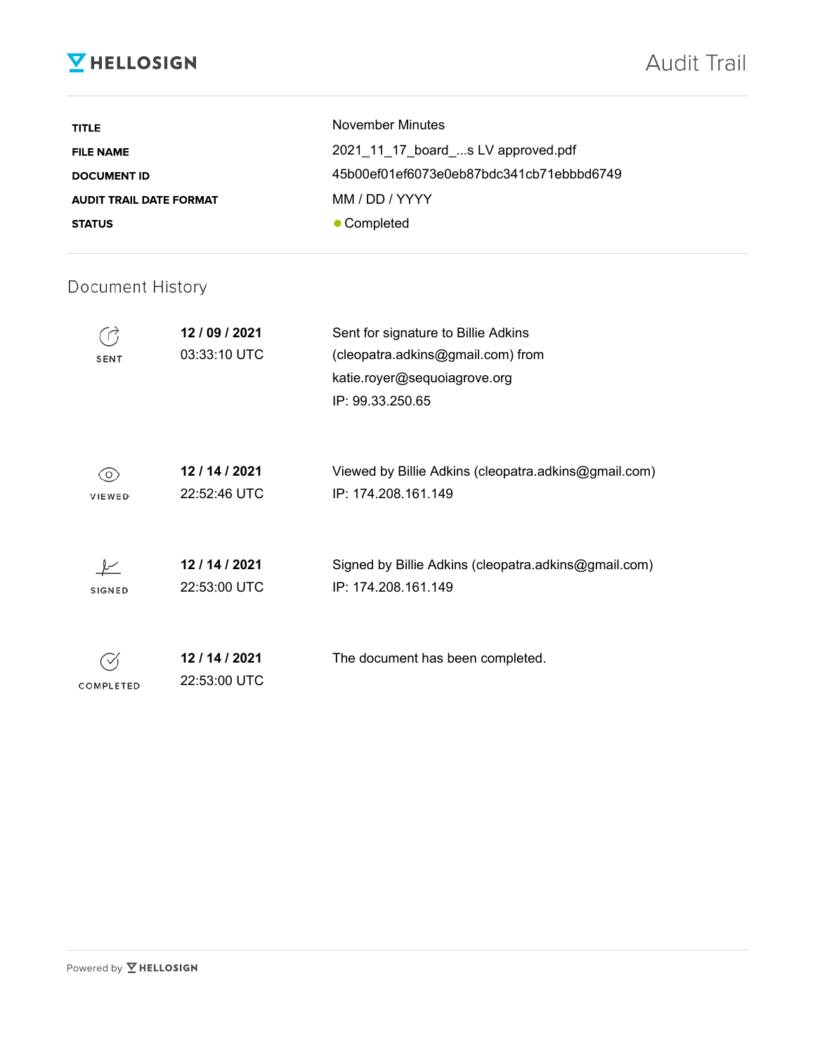HELLOSIGN

# Audit Trail

| | |
|---|---|
| **TITLE** | November Minutes |
| **FILE NAME** | 2021_11_17_board_...s LV approved.pdf |
| **DOCUMENT ID** | 45b00ef01ef6073e0eb87bdc341cb71ebbbd6749 |
| **AUDIT TRAIL DATE FORMAT** | MM / DD / YYYY |
| **STATUS** | ● Completed |

## Document History

| | | |
|---|---|---|
| SENT | **12 / 09 / 2021** 03:33:10 UTC | Sent for signature to Billie Adkins (cleopatra.adkins@gmail.com) from katie.royer@sequoiagrove.org IP: 99.33.250.65 |
| VIEWED | **12 / 14 / 2021** 22:52:46 UTC | Viewed by Billie Adkins (cleopatra.adkins@gmail.com) IP: 174.208.161.149 |
| SIGNED | **12 / 14 / 2021** 22:53:00 UTC | Signed by Billie Adkins (cleopatra.adkins@gmail.com) IP: 174.208.161.149 |
| COMPLETED | **12 / 14 / 2021** 22:53:00 UTC | The document has been completed. |

Powered by HELLOSIGN